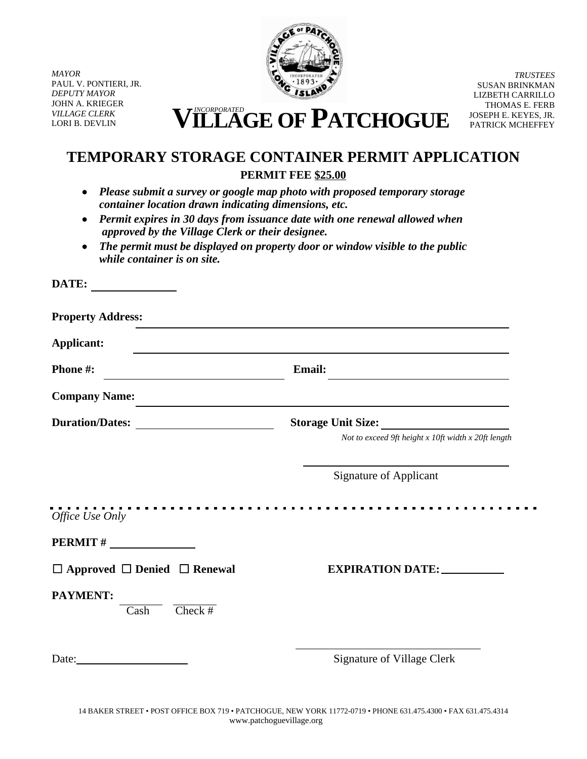*MAYOR*
PAUL V. PONTIERI, JR.
*DEPUTY MAYOR*
JOHN A. KRIEGER
*VILLAGE CLERK*
LORI B. DEVLIN

*INCORPORATED*
# VILLAGE OF PATCHOGUE

*TRUSTEES*
SUSAN BRINKMAN
LIZBETH CARRILLO
THOMAS E. FERB
JOSEPH E. KEYES, JR.
PATRICK MCHEFFEY

## TEMPORARY STORAGE CONTAINER PERMIT APPLICATION

**PERMIT FEE $25.00**

- ***Please submit a survey or google map photo with proposed temporary storage container location drawn indicating dimensions, etc.***
- ***Permit expires in 30 days from issuance date with one renewal allowed when approved by the Village Clerk or their designee.***
- ***The permit must be displayed on property door or window visible to the public while container is on site.***

**DATE:** ______________

**Property Address:** ______________________________________________

**Applicant:** ______________________________________________

**Phone #:** ______________________ **Email:** ______________________

**Company Name:** ______________________________________________

**Duration/Dates:** ______________________ **Storage Unit Size:** ______________________

*Not to exceed 9ft height x 10ft width x 20ft length*

______________________________
Signature of Applicant

---

*Office Use Only*

**PERMIT #** ______________

☐ **Approved** ☐ **Denied** ☐ **Renewal** **EXPIRATION DATE:** __________

**PAYMENT:** ________ Cash ________ Check #

Date: ________________ ______________________________
Signature of Village Clerk

14 BAKER STREET • POST OFFICE BOX 719 • PATCHOGUE, NEW YORK 11772-0719 • PHONE 631.475.4300 • FAX 631.475.4314
www.patchoguevillage.org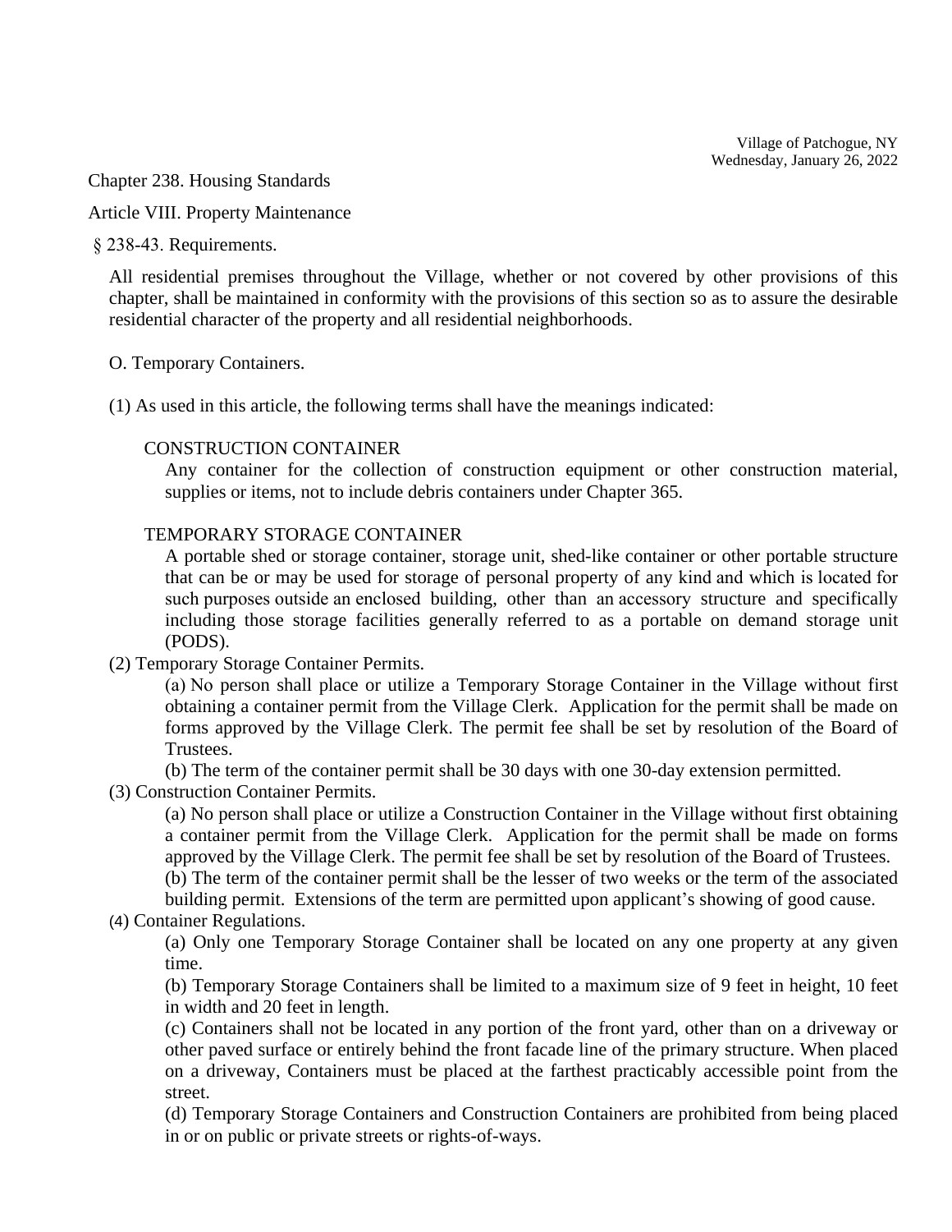Village of Patchogue, NY
Wednesday, January 26, 2022

Chapter 238. Housing Standards

Article VIII. Property Maintenance

§ 238-43. Requirements.

All residential premises throughout the Village, whether or not covered by other provisions of this chapter, shall be maintained in conformity with the provisions of this section so as to assure the desirable residential character of the property and all residential neighborhoods.

O. Temporary Containers.

(1) As used in this article, the following terms shall have the meanings indicated:

CONSTRUCTION CONTAINER
Any container for the collection of construction equipment or other construction material, supplies or items, not to include debris containers under Chapter 365.

TEMPORARY STORAGE CONTAINER
A portable shed or storage container, storage unit, shed-like container or other portable structure that can be or may be used for storage of personal property of any kind and which is located for such purposes outside an enclosed building, other than an accessory structure and specifically including those storage facilities generally referred to as a portable on demand storage unit (PODS).

(2) Temporary Storage Container Permits.

(a) No person shall place or utilize a Temporary Storage Container in the Village without first obtaining a container permit from the Village Clerk. Application for the permit shall be made on forms approved by the Village Clerk. The permit fee shall be set by resolution of the Board of Trustees.

(b) The term of the container permit shall be 30 days with one 30-day extension permitted.

(3) Construction Container Permits.

(a) No person shall place or utilize a Construction Container in the Village without first obtaining a container permit from the Village Clerk. Application for the permit shall be made on forms approved by the Village Clerk. The permit fee shall be set by resolution of the Board of Trustees.

(b) The term of the container permit shall be the lesser of two weeks or the term of the associated building permit. Extensions of the term are permitted upon applicant's showing of good cause.

(4) Container Regulations.

(a) Only one Temporary Storage Container shall be located on any one property at any given time.

(b) Temporary Storage Containers shall be limited to a maximum size of 9 feet in height, 10 feet in width and 20 feet in length.

(c) Containers shall not be located in any portion of the front yard, other than on a driveway or other paved surface or entirely behind the front facade line of the primary structure. When placed on a driveway, Containers must be placed at the farthest practicably accessible point from the street.

(d) Temporary Storage Containers and Construction Containers are prohibited from being placed in or on public or private streets or rights-of-ways.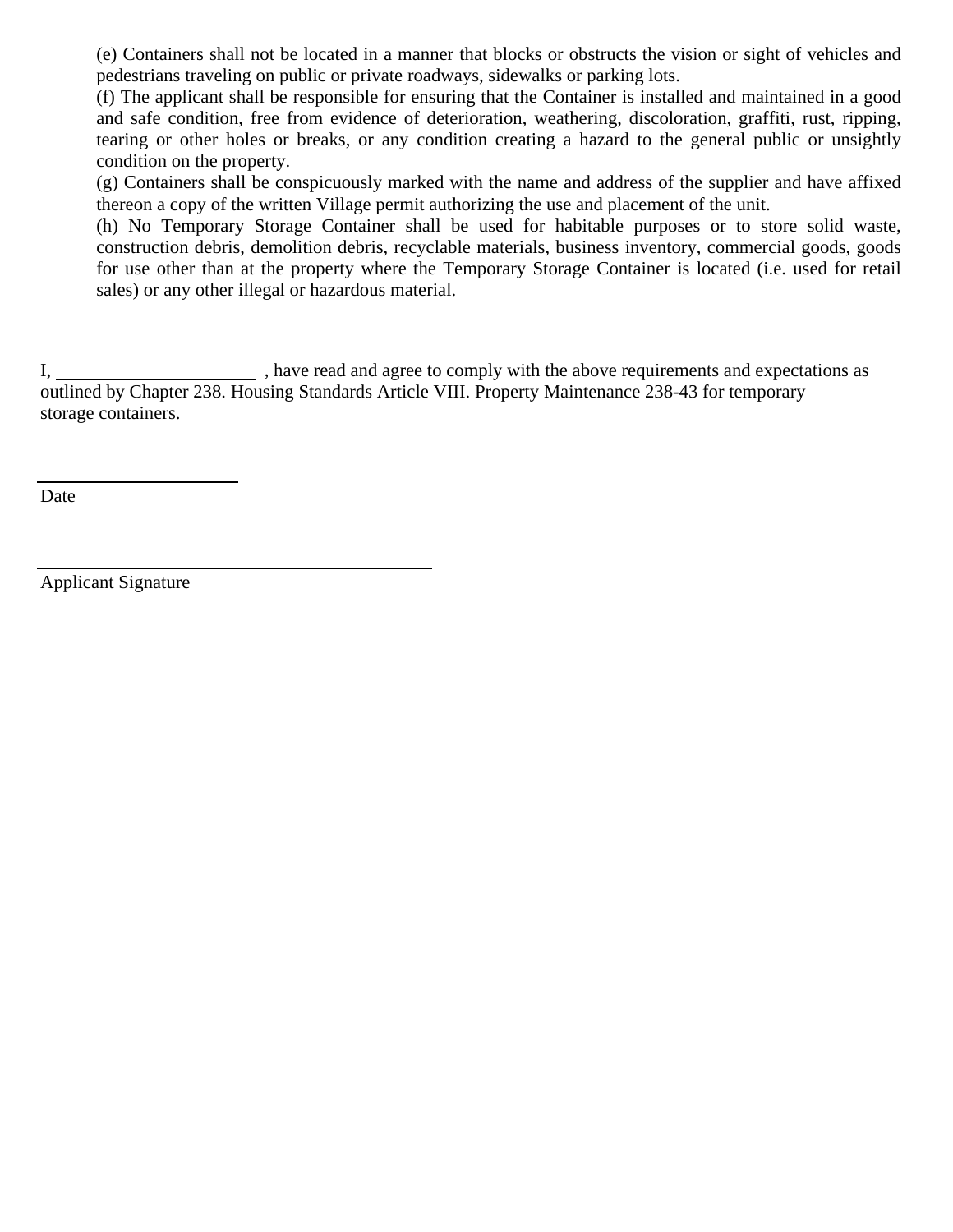(e) Containers shall not be located in a manner that blocks or obstructs the vision or sight of vehicles and pedestrians traveling on public or private roadways, sidewalks or parking lots.

(f) The applicant shall be responsible for ensuring that the Container is installed and maintained in a good and safe condition, free from evidence of deterioration, weathering, discoloration, graffiti, rust, ripping, tearing or other holes or breaks, or any condition creating a hazard to the general public or unsightly condition on the property.

(g) Containers shall be conspicuously marked with the name and address of the supplier and have affixed thereon a copy of the written Village permit authorizing the use and placement of the unit.

(h) No Temporary Storage Container shall be used for habitable purposes or to store solid waste, construction debris, demolition debris, recyclable materials, business inventory, commercial goods, goods for use other than at the property where the Temporary Storage Container is located (i.e. used for retail sales) or any other illegal or hazardous material.

I, ______________________ , have read and agree to comply with the above requirements and expectations as outlined by Chapter 238. Housing Standards Article VIII. Property Maintenance 238-43 for temporary storage containers.

______________________

Date

______________________________________

Applicant Signature